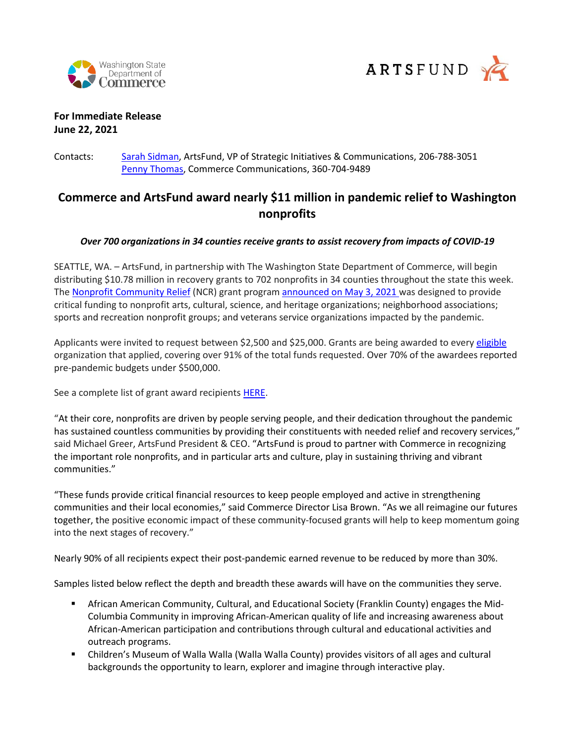**For Immediate Release**
**June 22, 2021**

Contacts: Sarah Sidman, ArtsFund, VP of Strategic Initiatives & Communications, 206-788-3051
Penny Thomas, Commerce Communications, 360-704-9489

# Commerce and ArtsFund award nearly $11 million in pandemic relief to Washington nonprofits

***Over 700 organizations in 34 counties receive grants to assist recovery from impacts of COVID-19***

SEATTLE, WA. – ArtsFund, in partnership with The Washington State Department of Commerce, will begin distributing $10.78 million in recovery grants to 702 nonprofits in 34 counties throughout the state this week. The Nonprofit Community Relief (NCR) grant program announced on May 3, 2021 was designed to provide critical funding to nonprofit arts, cultural, science, and heritage organizations; neighborhood associations; sports and recreation nonprofit groups; and veterans service organizations impacted by the pandemic.

Applicants were invited to request between $2,500 and $25,000. Grants are being awarded to every eligible organization that applied, covering over 91% of the total funds requested. Over 70% of the awardees reported pre-pandemic budgets under $500,000.

See a complete list of grant award recipients HERE.

"At their core, nonprofits are driven by people serving people, and their dedication throughout the pandemic has sustained countless communities by providing their constituents with needed relief and recovery services," said Michael Greer, ArtsFund President & CEO. "ArtsFund is proud to partner with Commerce in recognizing the important role nonprofits, and in particular arts and culture, play in sustaining thriving and vibrant communities."

"These funds provide critical financial resources to keep people employed and active in strengthening communities and their local economies," said Commerce Director Lisa Brown. "As we all reimagine our futures together, the positive economic impact of these community-focused grants will help to keep momentum going into the next stages of recovery."

Nearly 90% of all recipients expect their post-pandemic earned revenue to be reduced by more than 30%.

Samples listed below reflect the depth and breadth these awards will have on the communities they serve.

- African American Community, Cultural, and Educational Society (Franklin County) engages the Mid-Columbia Community in improving African-American quality of life and increasing awareness about African-American participation and contributions through cultural and educational activities and outreach programs.
- Children's Museum of Walla Walla (Walla Walla County) provides visitors of all ages and cultural backgrounds the opportunity to learn, explorer and imagine through interactive play.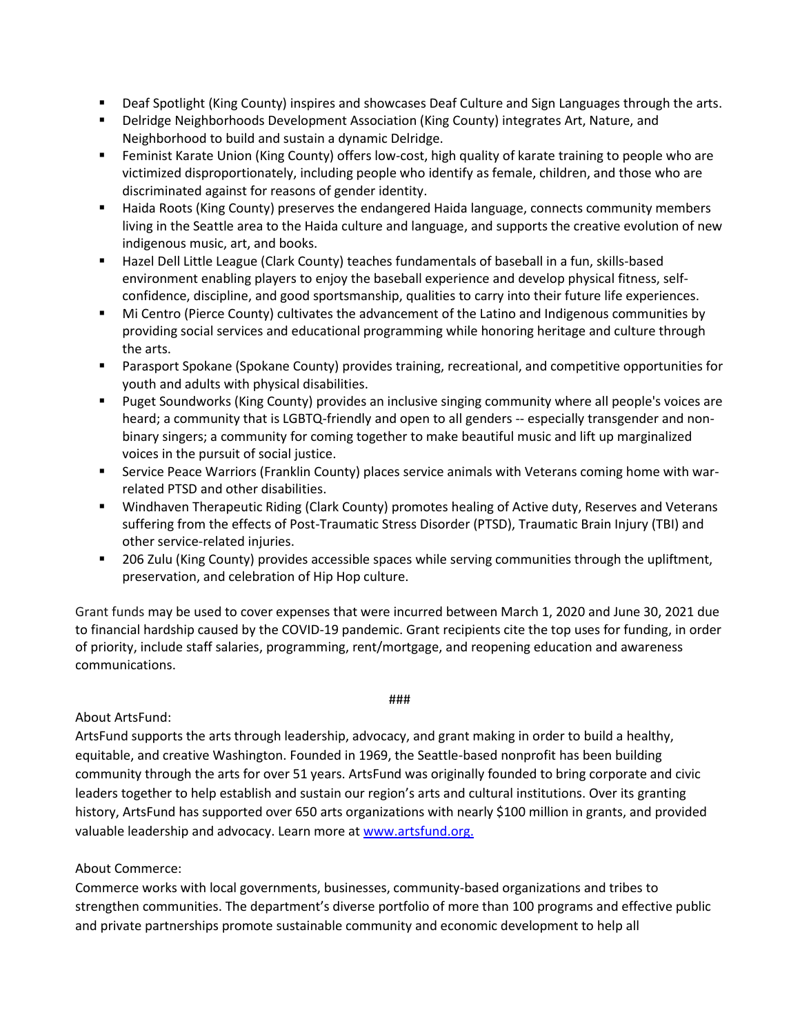- Deaf Spotlight (King County) inspires and showcases Deaf Culture and Sign Languages through the arts.
- Delridge Neighborhoods Development Association (King County) integrates Art, Nature, and Neighborhood to build and sustain a dynamic Delridge.
- Feminist Karate Union (King County) offers low-cost, high quality of karate training to people who are victimized disproportionately, including people who identify as female, children, and those who are discriminated against for reasons of gender identity.
- Haida Roots (King County) preserves the endangered Haida language, connects community members living in the Seattle area to the Haida culture and language, and supports the creative evolution of new indigenous music, art, and books.
- Hazel Dell Little League (Clark County) teaches fundamentals of baseball in a fun, skills-based environment enabling players to enjoy the baseball experience and develop physical fitness, self-confidence, discipline, and good sportsmanship, qualities to carry into their future life experiences.
- Mi Centro (Pierce County) cultivates the advancement of the Latino and Indigenous communities by providing social services and educational programming while honoring heritage and culture through the arts.
- Parasport Spokane (Spokane County) provides training, recreational, and competitive opportunities for youth and adults with physical disabilities.
- Puget Soundworks (King County) provides an inclusive singing community where all people's voices are heard; a community that is LGBTQ-friendly and open to all genders -- especially transgender and non-binary singers; a community for coming together to make beautiful music and lift up marginalized voices in the pursuit of social justice.
- Service Peace Warriors (Franklin County) places service animals with Veterans coming home with war-related PTSD and other disabilities.
- Windhaven Therapeutic Riding (Clark County) promotes healing of Active duty, Reserves and Veterans suffering from the effects of Post-Traumatic Stress Disorder (PTSD), Traumatic Brain Injury (TBI) and other service-related injuries.
- 206 Zulu (King County) provides accessible spaces while serving communities through the upliftment, preservation, and celebration of Hip Hop culture.

Grant funds may be used to cover expenses that were incurred between March 1, 2020 and June 30, 2021 due to financial hardship caused by the COVID-19 pandemic. Grant recipients cite the top uses for funding, in order of priority, include staff salaries, programming, rent/mortgage, and reopening education and awareness communications.

###

About ArtsFund:
ArtsFund supports the arts through leadership, advocacy, and grant making in order to build a healthy, equitable, and creative Washington. Founded in 1969, the Seattle-based nonprofit has been building community through the arts for over 51 years. ArtsFund was originally founded to bring corporate and civic leaders together to help establish and sustain our region's arts and cultural institutions. Over its granting history, ArtsFund has supported over 650 arts organizations with nearly $100 million in grants, and provided valuable leadership and advocacy. Learn more at [www.artsfund.org.](http://www.artsfund.org)

About Commerce:
Commerce works with local governments, businesses, community-based organizations and tribes to strengthen communities. The department's diverse portfolio of more than 100 programs and effective public and private partnerships promote sustainable community and economic development to help all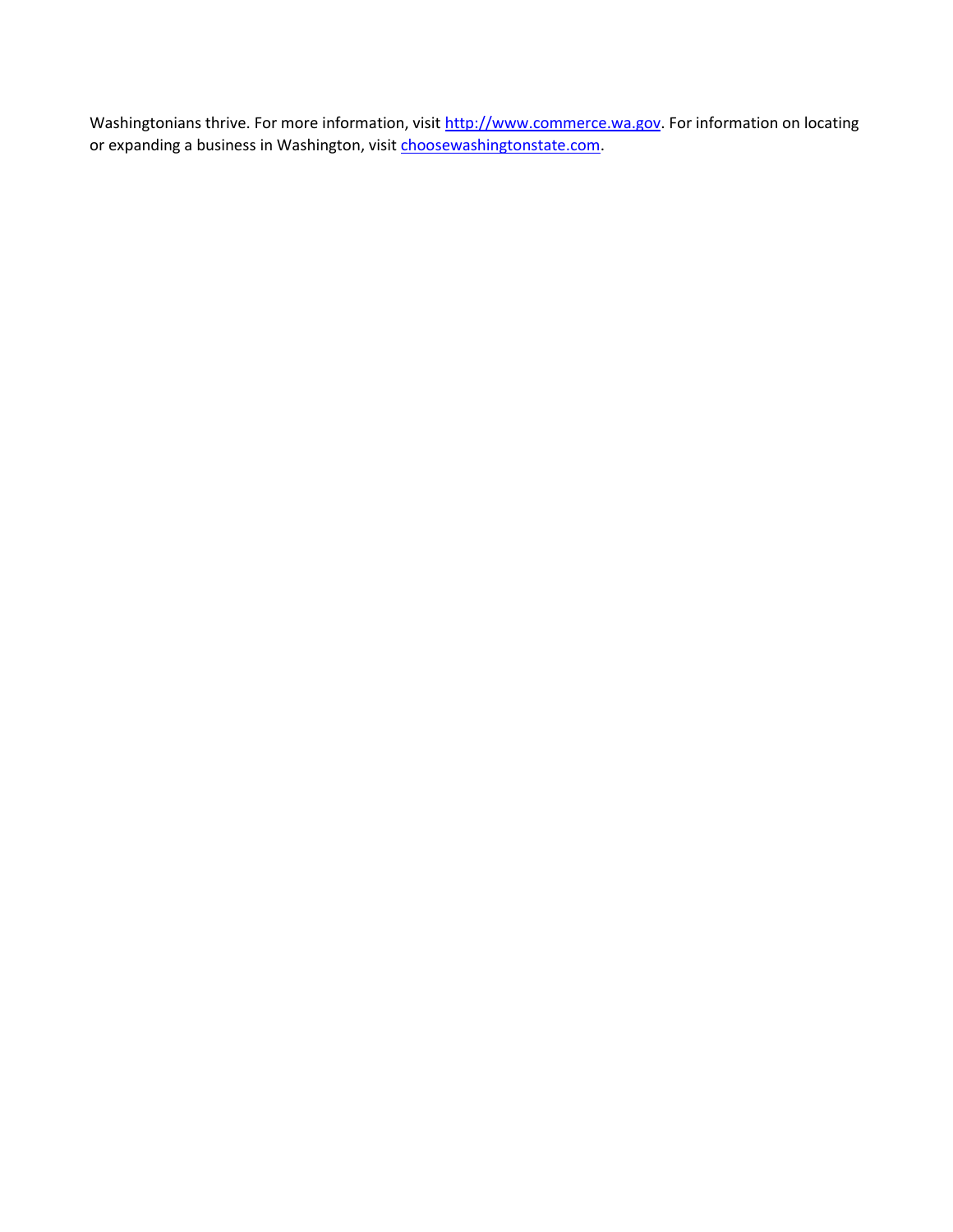Washingtonians thrive. For more information, visit [http://www.commerce.wa.gov](http://www.commerce.wa.gov). For information on locating or expanding a business in Washington, visit [choosewashingtonstate.com](choosewashingtonstate.com).